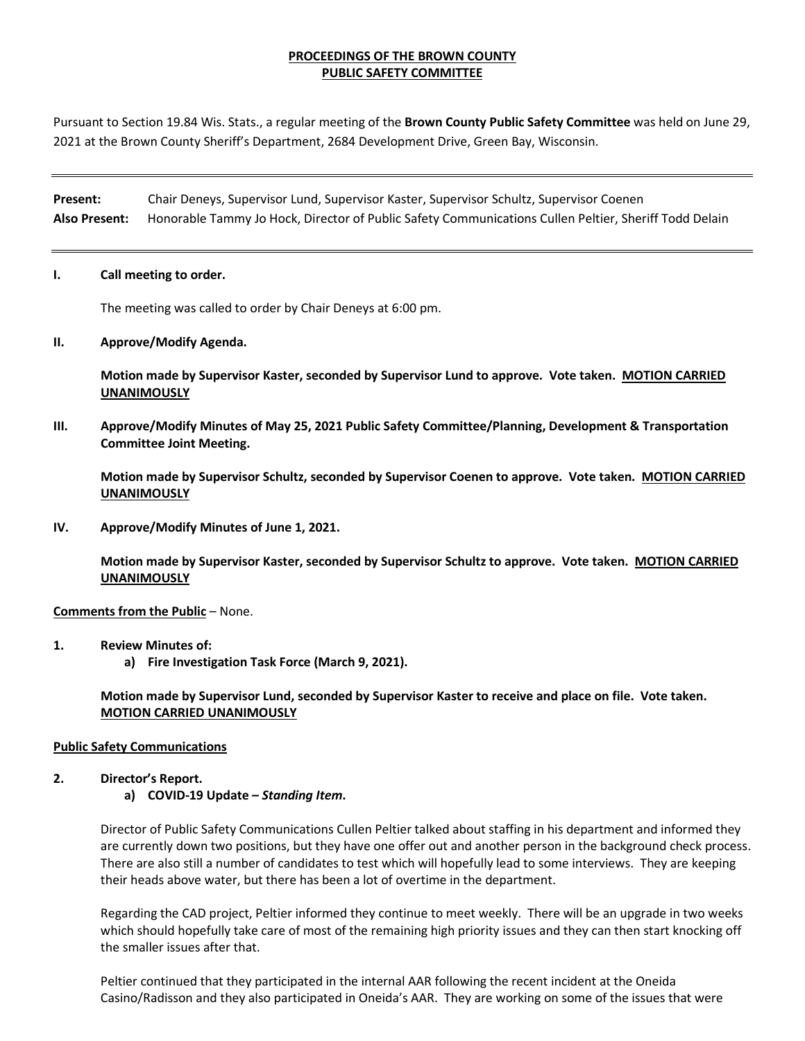**PROCEEDINGS OF THE BROWN COUNTY**
**PUBLIC SAFETY COMMITTEE**

Pursuant to Section 19.84 Wis. Stats., a regular meeting of the **Brown County Public Safety Committee** was held on June 29, 2021 at the Brown County Sheriff's Department, 2684 Development Drive, Green Bay, Wisconsin.

---

**Present:** Chair Deneys, Supervisor Lund, Supervisor Kaster, Supervisor Schultz, Supervisor Coenen
**Also Present:** Honorable Tammy Jo Hock, Director of Public Safety Communications Cullen Peltier, Sheriff Todd Delain

---

**I. Call meeting to order.**

The meeting was called to order by Chair Deneys at 6:00 pm.

**II. Approve/Modify Agenda.**

**Motion made by Supervisor Kaster, seconded by Supervisor Lund to approve. Vote taken. MOTION CARRIED UNANIMOUSLY**

**III. Approve/Modify Minutes of May 25, 2021 Public Safety Committee/Planning, Development & Transportation Committee Joint Meeting.**

**Motion made by Supervisor Schultz, seconded by Supervisor Coenen to approve. Vote taken. MOTION CARRIED UNANIMOUSLY**

**IV. Approve/Modify Minutes of June 1, 2021.**

**Motion made by Supervisor Kaster, seconded by Supervisor Schultz to approve. Vote taken. MOTION CARRIED UNANIMOUSLY**

**Comments from the Public** – None.

**1. Review Minutes of:**
   **a) Fire Investigation Task Force (March 9, 2021).**

**Motion made by Supervisor Lund, seconded by Supervisor Kaster to receive and place on file. Vote taken. MOTION CARRIED UNANIMOUSLY**

**Public Safety Communications**

**2. Director's Report.**
   **a) COVID-19 Update –** ***Standing Item*****.**

Director of Public Safety Communications Cullen Peltier talked about staffing in his department and informed they are currently down two positions, but they have one offer out and another person in the background check process. There are also still a number of candidates to test which will hopefully lead to some interviews. They are keeping their heads above water, but there has been a lot of overtime in the department.

Regarding the CAD project, Peltier informed they continue to meet weekly. There will be an upgrade in two weeks which should hopefully take care of most of the remaining high priority issues and they can then start knocking off the smaller issues after that.

Peltier continued that they participated in the internal AAR following the recent incident at the Oneida Casino/Radisson and they also participated in Oneida's AAR. They are working on some of the issues that were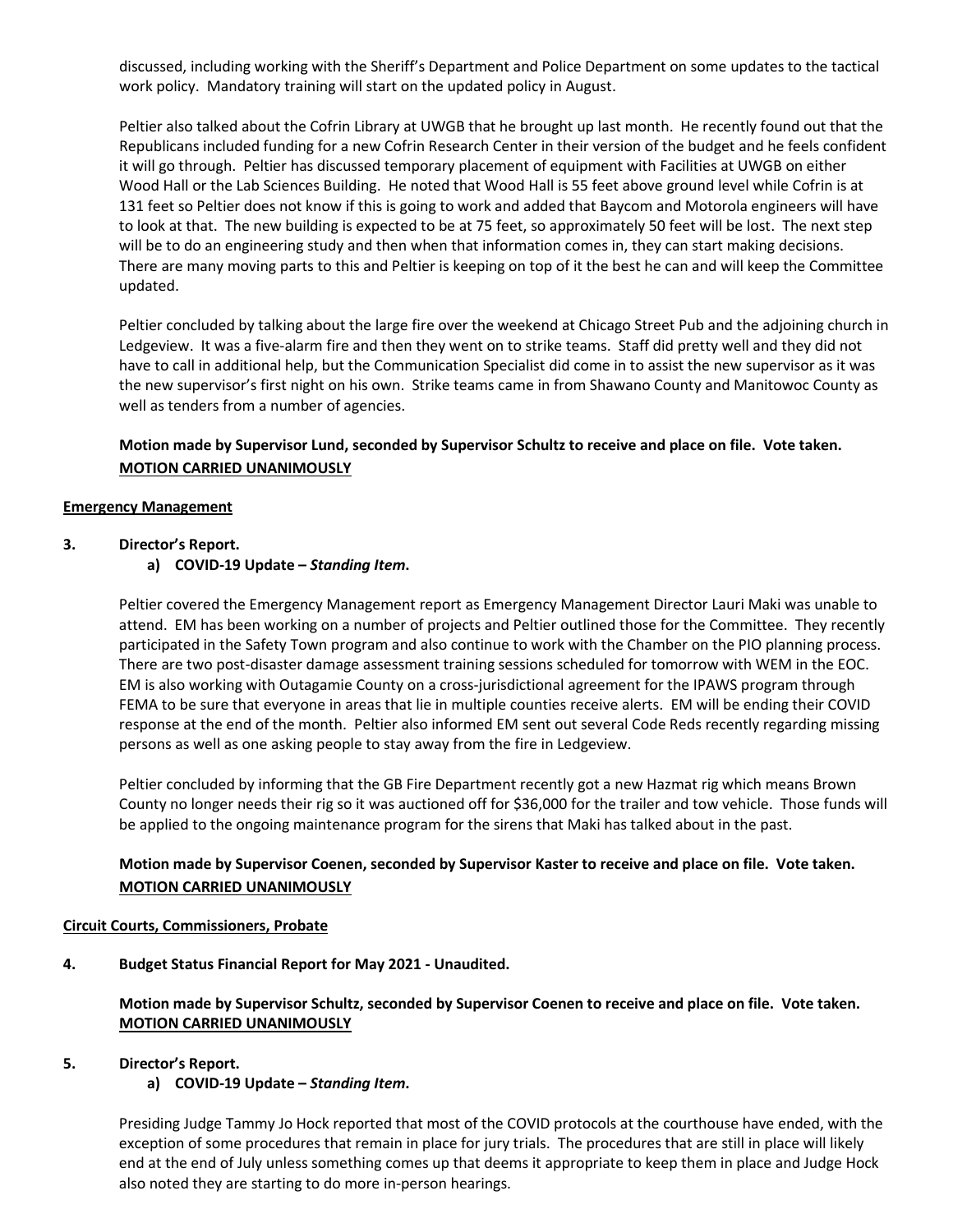discussed, including working with the Sheriff's Department and Police Department on some updates to the tactical work policy. Mandatory training will start on the updated policy in August.

Peltier also talked about the Cofrin Library at UWGB that he brought up last month. He recently found out that the Republicans included funding for a new Cofrin Research Center in their version of the budget and he feels confident it will go through. Peltier has discussed temporary placement of equipment with Facilities at UWGB on either Wood Hall or the Lab Sciences Building. He noted that Wood Hall is 55 feet above ground level while Cofrin is at 131 feet so Peltier does not know if this is going to work and added that Baycom and Motorola engineers will have to look at that. The new building is expected to be at 75 feet, so approximately 50 feet will be lost. The next step will be to do an engineering study and then when that information comes in, they can start making decisions. There are many moving parts to this and Peltier is keeping on top of it the best he can and will keep the Committee updated.

Peltier concluded by talking about the large fire over the weekend at Chicago Street Pub and the adjoining church in Ledgeview. It was a five-alarm fire and then they went on to strike teams. Staff did pretty well and they did not have to call in additional help, but the Communication Specialist did come in to assist the new supervisor as it was the new supervisor's first night on his own. Strike teams came in from Shawano County and Manitowoc County as well as tenders from a number of agencies.

**Motion made by Supervisor Lund, seconded by Supervisor Schultz to receive and place on file. Vote taken. MOTION CARRIED UNANIMOUSLY**

**Emergency Management**

**3. Director's Report.**

**a) COVID-19 Update – *Standing Item*.**

Peltier covered the Emergency Management report as Emergency Management Director Lauri Maki was unable to attend. EM has been working on a number of projects and Peltier outlined those for the Committee. They recently participated in the Safety Town program and also continue to work with the Chamber on the PIO planning process. There are two post-disaster damage assessment training sessions scheduled for tomorrow with WEM in the EOC. EM is also working with Outagamie County on a cross-jurisdictional agreement for the IPAWS program through FEMA to be sure that everyone in areas that lie in multiple counties receive alerts. EM will be ending their COVID response at the end of the month. Peltier also informed EM sent out several Code Reds recently regarding missing persons as well as one asking people to stay away from the fire in Ledgeview.

Peltier concluded by informing that the GB Fire Department recently got a new Hazmat rig which means Brown County no longer needs their rig so it was auctioned off for $36,000 for the trailer and tow vehicle. Those funds will be applied to the ongoing maintenance program for the sirens that Maki has talked about in the past.

**Motion made by Supervisor Coenen, seconded by Supervisor Kaster to receive and place on file. Vote taken. MOTION CARRIED UNANIMOUSLY**

**Circuit Courts, Commissioners, Probate**

**4. Budget Status Financial Report for May 2021 - Unaudited.**

**Motion made by Supervisor Schultz, seconded by Supervisor Coenen to receive and place on file. Vote taken. MOTION CARRIED UNANIMOUSLY**

**5. Director's Report.**

**a) COVID-19 Update – *Standing Item*.**

Presiding Judge Tammy Jo Hock reported that most of the COVID protocols at the courthouse have ended, with the exception of some procedures that remain in place for jury trials. The procedures that are still in place will likely end at the end of July unless something comes up that deems it appropriate to keep them in place and Judge Hock also noted they are starting to do more in-person hearings.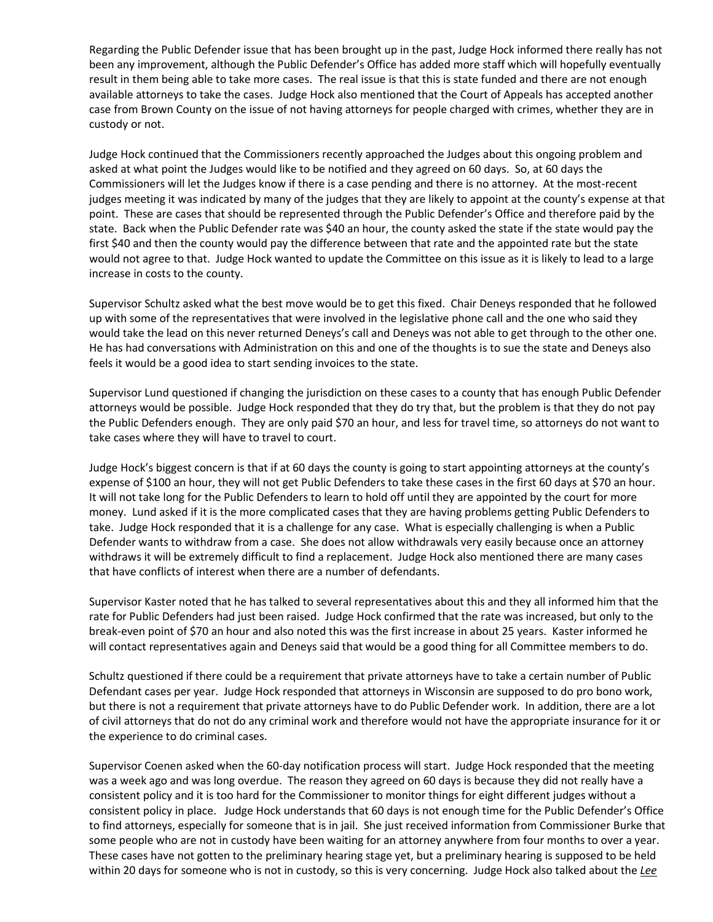Regarding the Public Defender issue that has been brought up in the past, Judge Hock informed there really has not been any improvement, although the Public Defender's Office has added more staff which will hopefully eventually result in them being able to take more cases. The real issue is that this is state funded and there are not enough available attorneys to take the cases. Judge Hock also mentioned that the Court of Appeals has accepted another case from Brown County on the issue of not having attorneys for people charged with crimes, whether they are in custody or not.

Judge Hock continued that the Commissioners recently approached the Judges about this ongoing problem and asked at what point the Judges would like to be notified and they agreed on 60 days. So, at 60 days the Commissioners will let the Judges know if there is a case pending and there is no attorney. At the most-recent judges meeting it was indicated by many of the judges that they are likely to appoint at the county's expense at that point. These are cases that should be represented through the Public Defender's Office and therefore paid by the state. Back when the Public Defender rate was $40 an hour, the county asked the state if the state would pay the first $40 and then the county would pay the difference between that rate and the appointed rate but the state would not agree to that. Judge Hock wanted to update the Committee on this issue as it is likely to lead to a large increase in costs to the county.

Supervisor Schultz asked what the best move would be to get this fixed. Chair Deneys responded that he followed up with some of the representatives that were involved in the legislative phone call and the one who said they would take the lead on this never returned Deneys's call and Deneys was not able to get through to the other one. He has had conversations with Administration on this and one of the thoughts is to sue the state and Deneys also feels it would be a good idea to start sending invoices to the state.

Supervisor Lund questioned if changing the jurisdiction on these cases to a county that has enough Public Defender attorneys would be possible. Judge Hock responded that they do try that, but the problem is that they do not pay the Public Defenders enough. They are only paid $70 an hour, and less for travel time, so attorneys do not want to take cases where they will have to travel to court.

Judge Hock's biggest concern is that if at 60 days the county is going to start appointing attorneys at the county's expense of $100 an hour, they will not get Public Defenders to take these cases in the first 60 days at $70 an hour. It will not take long for the Public Defenders to learn to hold off until they are appointed by the court for more money. Lund asked if it is the more complicated cases that they are having problems getting Public Defenders to take. Judge Hock responded that it is a challenge for any case. What is especially challenging is when a Public Defender wants to withdraw from a case. She does not allow withdrawals very easily because once an attorney withdraws it will be extremely difficult to find a replacement. Judge Hock also mentioned there are many cases that have conflicts of interest when there are a number of defendants.

Supervisor Kaster noted that he has talked to several representatives about this and they all informed him that the rate for Public Defenders had just been raised. Judge Hock confirmed that the rate was increased, but only to the break-even point of $70 an hour and also noted this was the first increase in about 25 years. Kaster informed he will contact representatives again and Deneys said that would be a good thing for all Committee members to do.

Schultz questioned if there could be a requirement that private attorneys have to take a certain number of Public Defendant cases per year. Judge Hock responded that attorneys in Wisconsin are supposed to do pro bono work, but there is not a requirement that private attorneys have to do Public Defender work. In addition, there are a lot of civil attorneys that do not do any criminal work and therefore would not have the appropriate insurance for it or the experience to do criminal cases.

Supervisor Coenen asked when the 60-day notification process will start. Judge Hock responded that the meeting was a week ago and was long overdue. The reason they agreed on 60 days is because they did not really have a consistent policy and it is too hard for the Commissioner to monitor things for eight different judges without a consistent policy in place. Judge Hock understands that 60 days is not enough time for the Public Defender's Office to find attorneys, especially for someone that is in jail. She just received information from Commissioner Burke that some people who are not in custody have been waiting for an attorney anywhere from four months to over a year. These cases have not gotten to the preliminary hearing stage yet, but a preliminary hearing is supposed to be held within 20 days for someone who is not in custody, so this is very concerning. Judge Hock also talked about the ***Lee***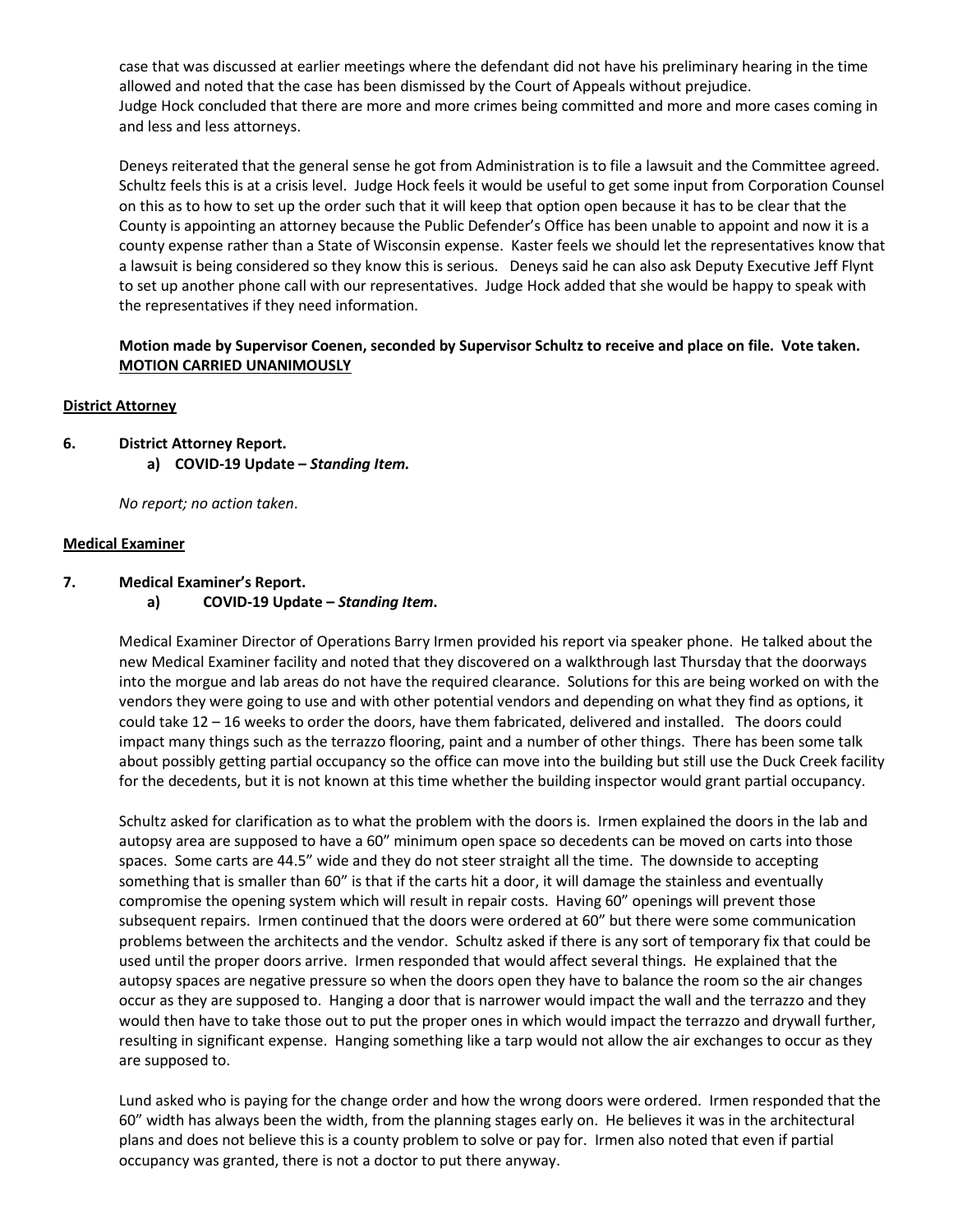case that was discussed at earlier meetings where the defendant did not have his preliminary hearing in the time allowed and noted that the case has been dismissed by the Court of Appeals without prejudice.
Judge Hock concluded that there are more and more crimes being committed and more and more cases coming in and less and less attorneys.

Deneys reiterated that the general sense he got from Administration is to file a lawsuit and the Committee agreed. Schultz feels this is at a crisis level. Judge Hock feels it would be useful to get some input from Corporation Counsel on this as to how to set up the order such that it will keep that option open because it has to be clear that the County is appointing an attorney because the Public Defender's Office has been unable to appoint and now it is a county expense rather than a State of Wisconsin expense. Kaster feels we should let the representatives know that a lawsuit is being considered so they know this is serious. Deneys said he can also ask Deputy Executive Jeff Flynt to set up another phone call with our representatives. Judge Hock added that she would be happy to speak with the representatives if they need information.

**Motion made by Supervisor Coenen, seconded by Supervisor Schultz to receive and place on file. Vote taken. MOTION CARRIED UNANIMOUSLY**

**District Attorney**

**6. District Attorney Report.**

**a) COVID-19 Update – *Standing Item.***

*No report; no action taken*.

**Medical Examiner**

**7. Medical Examiner's Report.**

**a) COVID-19 Update – *Standing Item*.**

Medical Examiner Director of Operations Barry Irmen provided his report via speaker phone. He talked about the new Medical Examiner facility and noted that they discovered on a walkthrough last Thursday that the doorways into the morgue and lab areas do not have the required clearance. Solutions for this are being worked on with the vendors they were going to use and with other potential vendors and depending on what they find as options, it could take 12 – 16 weeks to order the doors, have them fabricated, delivered and installed. The doors could impact many things such as the terrazzo flooring, paint and a number of other things. There has been some talk about possibly getting partial occupancy so the office can move into the building but still use the Duck Creek facility for the decedents, but it is not known at this time whether the building inspector would grant partial occupancy.

Schultz asked for clarification as to what the problem with the doors is. Irmen explained the doors in the lab and autopsy area are supposed to have a 60" minimum open space so decedents can be moved on carts into those spaces. Some carts are 44.5" wide and they do not steer straight all the time. The downside to accepting something that is smaller than 60" is that if the carts hit a door, it will damage the stainless and eventually compromise the opening system which will result in repair costs. Having 60" openings will prevent those subsequent repairs. Irmen continued that the doors were ordered at 60" but there were some communication problems between the architects and the vendor. Schultz asked if there is any sort of temporary fix that could be used until the proper doors arrive. Irmen responded that would affect several things. He explained that the autopsy spaces are negative pressure so when the doors open they have to balance the room so the air changes occur as they are supposed to. Hanging a door that is narrower would impact the wall and the terrazzo and they would then have to take those out to put the proper ones in which would impact the terrazzo and drywall further, resulting in significant expense. Hanging something like a tarp would not allow the air exchanges to occur as they are supposed to.

Lund asked who is paying for the change order and how the wrong doors were ordered. Irmen responded that the 60" width has always been the width, from the planning stages early on. He believes it was in the architectural plans and does not believe this is a county problem to solve or pay for. Irmen also noted that even if partial occupancy was granted, there is not a doctor to put there anyway.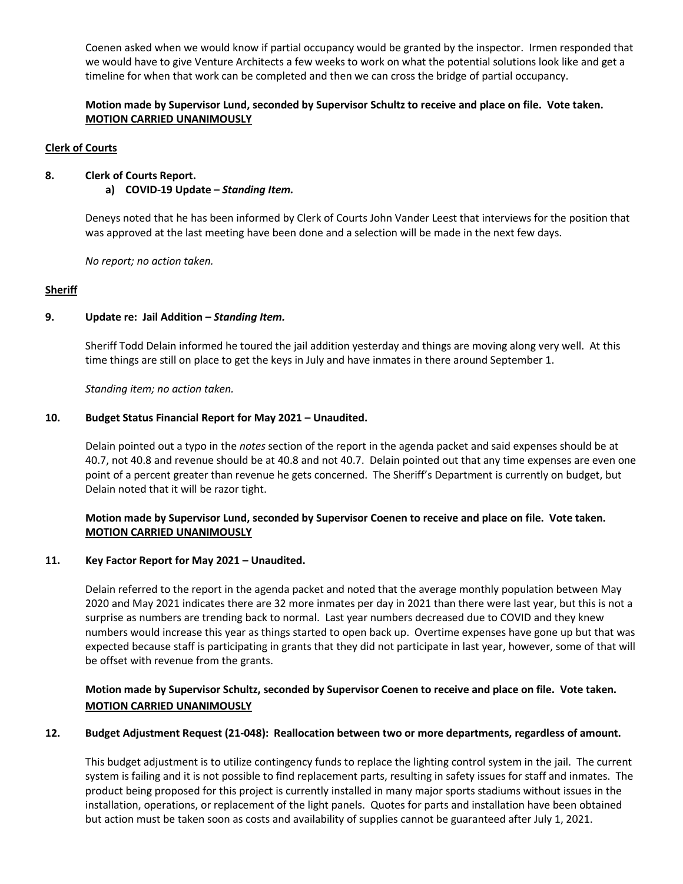Coenen asked when we would know if partial occupancy would be granted by the inspector. Irmen responded that we would have to give Venture Architects a few weeks to work on what the potential solutions look like and get a timeline for when that work can be completed and then we can cross the bridge of partial occupancy.

**Motion made by Supervisor Lund, seconded by Supervisor Schultz to receive and place on file. Vote taken. MOTION CARRIED UNANIMOUSLY**

**Clerk of Courts**

**8. Clerk of Courts Report.**

**a) COVID-19 Update – *Standing Item.***

Deneys noted that he has been informed by Clerk of Courts John Vander Leest that interviews for the position that was approved at the last meeting have been done and a selection will be made in the next few days.

*No report; no action taken.*

**Sheriff**

**9. Update re: Jail Addition – *Standing Item.***

Sheriff Todd Delain informed he toured the jail addition yesterday and things are moving along very well. At this time things are still on place to get the keys in July and have inmates in there around September 1.

*Standing item; no action taken.*

**10. Budget Status Financial Report for May 2021 – Unaudited.**

Delain pointed out a typo in the *notes* section of the report in the agenda packet and said expenses should be at 40.7, not 40.8 and revenue should be at 40.8 and not 40.7. Delain pointed out that any time expenses are even one point of a percent greater than revenue he gets concerned. The Sheriff's Department is currently on budget, but Delain noted that it will be razor tight.

**Motion made by Supervisor Lund, seconded by Supervisor Coenen to receive and place on file. Vote taken. MOTION CARRIED UNANIMOUSLY**

**11. Key Factor Report for May 2021 – Unaudited.**

Delain referred to the report in the agenda packet and noted that the average monthly population between May 2020 and May 2021 indicates there are 32 more inmates per day in 2021 than there were last year, but this is not a surprise as numbers are trending back to normal. Last year numbers decreased due to COVID and they knew numbers would increase this year as things started to open back up. Overtime expenses have gone up but that was expected because staff is participating in grants that they did not participate in last year, however, some of that will be offset with revenue from the grants.

**Motion made by Supervisor Schultz, seconded by Supervisor Coenen to receive and place on file. Vote taken. MOTION CARRIED UNANIMOUSLY**

**12. Budget Adjustment Request (21-048): Reallocation between two or more departments, regardless of amount.**

This budget adjustment is to utilize contingency funds to replace the lighting control system in the jail. The current system is failing and it is not possible to find replacement parts, resulting in safety issues for staff and inmates. The product being proposed for this project is currently installed in many major sports stadiums without issues in the installation, operations, or replacement of the light panels. Quotes for parts and installation have been obtained but action must be taken soon as costs and availability of supplies cannot be guaranteed after July 1, 2021.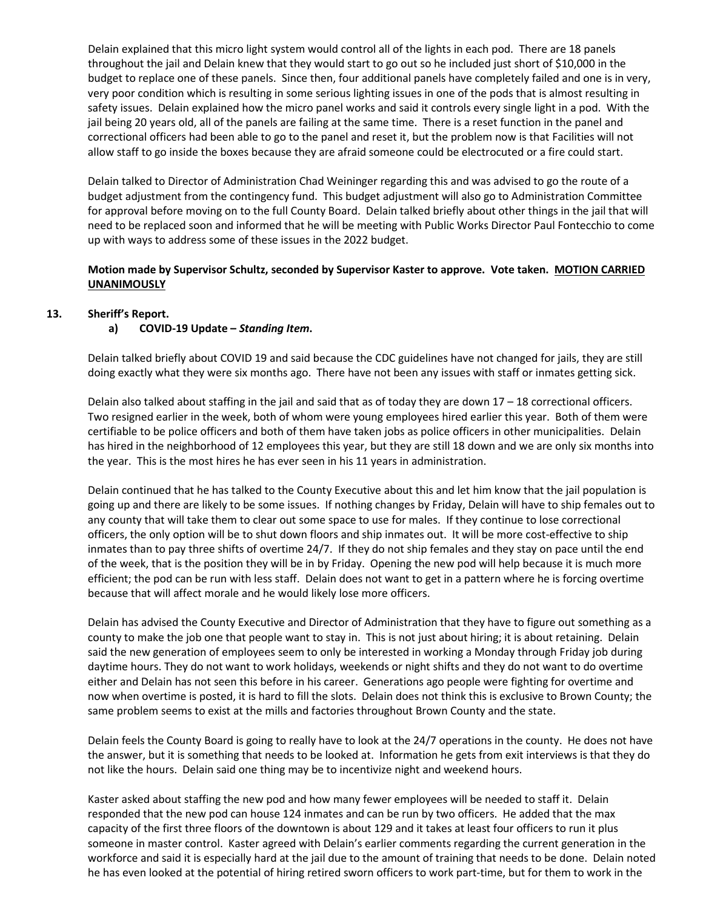Delain explained that this micro light system would control all of the lights in each pod. There are 18 panels throughout the jail and Delain knew that they would start to go out so he included just short of $10,000 in the budget to replace one of these panels. Since then, four additional panels have completely failed and one is in very, very poor condition which is resulting in some serious lighting issues in one of the pods that is almost resulting in safety issues. Delain explained how the micro panel works and said it controls every single light in a pod. With the jail being 20 years old, all of the panels are failing at the same time. There is a reset function in the panel and correctional officers had been able to go to the panel and reset it, but the problem now is that Facilities will not allow staff to go inside the boxes because they are afraid someone could be electrocuted or a fire could start.

Delain talked to Director of Administration Chad Weininger regarding this and was advised to go the route of a budget adjustment from the contingency fund. This budget adjustment will also go to Administration Committee for approval before moving on to the full County Board. Delain talked briefly about other things in the jail that will need to be replaced soon and informed that he will be meeting with Public Works Director Paul Fontecchio to come up with ways to address some of these issues in the 2022 budget.

**Motion made by Supervisor Schultz, seconded by Supervisor Kaster to approve. Vote taken. <u>MOTION CARRIED UNANIMOUSLY</u>**

**13. Sheriff's Report.**

**a) COVID-19 Update – *Standing Item*.**

Delain talked briefly about COVID 19 and said because the CDC guidelines have not changed for jails, they are still doing exactly what they were six months ago. There have not been any issues with staff or inmates getting sick.

Delain also talked about staffing in the jail and said that as of today they are down 17 – 18 correctional officers. Two resigned earlier in the week, both of whom were young employees hired earlier this year. Both of them were certifiable to be police officers and both of them have taken jobs as police officers in other municipalities. Delain has hired in the neighborhood of 12 employees this year, but they are still 18 down and we are only six months into the year. This is the most hires he has ever seen in his 11 years in administration.

Delain continued that he has talked to the County Executive about this and let him know that the jail population is going up and there are likely to be some issues. If nothing changes by Friday, Delain will have to ship females out to any county that will take them to clear out some space to use for males. If they continue to lose correctional officers, the only option will be to shut down floors and ship inmates out. It will be more cost-effective to ship inmates than to pay three shifts of overtime 24/7. If they do not ship females and they stay on pace until the end of the week, that is the position they will be in by Friday. Opening the new pod will help because it is much more efficient; the pod can be run with less staff. Delain does not want to get in a pattern where he is forcing overtime because that will affect morale and he would likely lose more officers.

Delain has advised the County Executive and Director of Administration that they have to figure out something as a county to make the job one that people want to stay in. This is not just about hiring; it is about retaining. Delain said the new generation of employees seem to only be interested in working a Monday through Friday job during daytime hours. They do not want to work holidays, weekends or night shifts and they do not want to do overtime either and Delain has not seen this before in his career. Generations ago people were fighting for overtime and now when overtime is posted, it is hard to fill the slots. Delain does not think this is exclusive to Brown County; the same problem seems to exist at the mills and factories throughout Brown County and the state.

Delain feels the County Board is going to really have to look at the 24/7 operations in the county. He does not have the answer, but it is something that needs to be looked at. Information he gets from exit interviews is that they do not like the hours. Delain said one thing may be to incentivize night and weekend hours.

Kaster asked about staffing the new pod and how many fewer employees will be needed to staff it. Delain responded that the new pod can house 124 inmates and can be run by two officers. He added that the max capacity of the first three floors of the downtown is about 129 and it takes at least four officers to run it plus someone in master control. Kaster agreed with Delain's earlier comments regarding the current generation in the workforce and said it is especially hard at the jail due to the amount of training that needs to be done. Delain noted he has even looked at the potential of hiring retired sworn officers to work part-time, but for them to work in the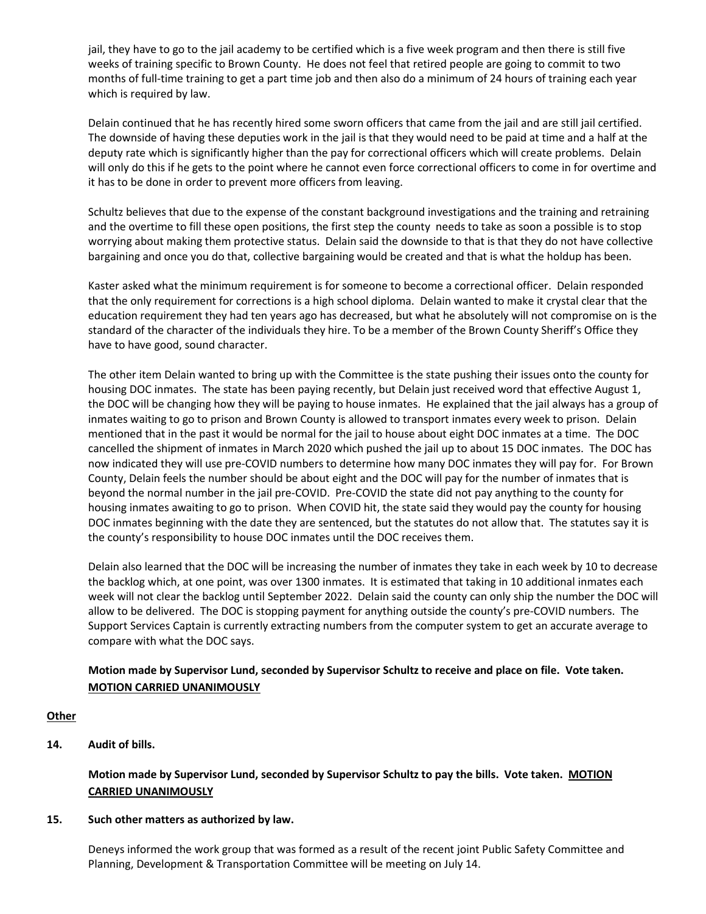jail, they have to go to the jail academy to be certified which is a five week program and then there is still five weeks of training specific to Brown County. He does not feel that retired people are going to commit to two months of full-time training to get a part time job and then also do a minimum of 24 hours of training each year which is required by law.

Delain continued that he has recently hired some sworn officers that came from the jail and are still jail certified. The downside of having these deputies work in the jail is that they would need to be paid at time and a half at the deputy rate which is significantly higher than the pay for correctional officers which will create problems. Delain will only do this if he gets to the point where he cannot even force correctional officers to come in for overtime and it has to be done in order to prevent more officers from leaving.

Schultz believes that due to the expense of the constant background investigations and the training and retraining and the overtime to fill these open positions, the first step the county needs to take as soon a possible is to stop worrying about making them protective status. Delain said the downside to that is that they do not have collective bargaining and once you do that, collective bargaining would be created and that is what the holdup has been.

Kaster asked what the minimum requirement is for someone to become a correctional officer. Delain responded that the only requirement for corrections is a high school diploma. Delain wanted to make it crystal clear that the education requirement they had ten years ago has decreased, but what he absolutely will not compromise on is the standard of the character of the individuals they hire. To be a member of the Brown County Sheriff's Office they have to have good, sound character.

The other item Delain wanted to bring up with the Committee is the state pushing their issues onto the county for housing DOC inmates. The state has been paying recently, but Delain just received word that effective August 1, the DOC will be changing how they will be paying to house inmates. He explained that the jail always has a group of inmates waiting to go to prison and Brown County is allowed to transport inmates every week to prison. Delain mentioned that in the past it would be normal for the jail to house about eight DOC inmates at a time. The DOC cancelled the shipment of inmates in March 2020 which pushed the jail up to about 15 DOC inmates. The DOC has now indicated they will use pre-COVID numbers to determine how many DOC inmates they will pay for. For Brown County, Delain feels the number should be about eight and the DOC will pay for the number of inmates that is beyond the normal number in the jail pre-COVID. Pre-COVID the state did not pay anything to the county for housing inmates awaiting to go to prison. When COVID hit, the state said they would pay the county for housing DOC inmates beginning with the date they are sentenced, but the statutes do not allow that. The statutes say it is the county's responsibility to house DOC inmates until the DOC receives them.

Delain also learned that the DOC will be increasing the number of inmates they take in each week by 10 to decrease the backlog which, at one point, was over 1300 inmates. It is estimated that taking in 10 additional inmates each week will not clear the backlog until September 2022. Delain said the county can only ship the number the DOC will allow to be delivered. The DOC is stopping payment for anything outside the county's pre-COVID numbers. The Support Services Captain is currently extracting numbers from the computer system to get an accurate average to compare with what the DOC says.

**Motion made by Supervisor Lund, seconded by Supervisor Schultz to receive and place on file. Vote taken. MOTION CARRIED UNANIMOUSLY**

**Other**

**14. Audit of bills.**

**Motion made by Supervisor Lund, seconded by Supervisor Schultz to pay the bills. Vote taken. MOTION CARRIED UNANIMOUSLY**

**15. Such other matters as authorized by law.**

Deneys informed the work group that was formed as a result of the recent joint Public Safety Committee and Planning, Development & Transportation Committee will be meeting on July 14.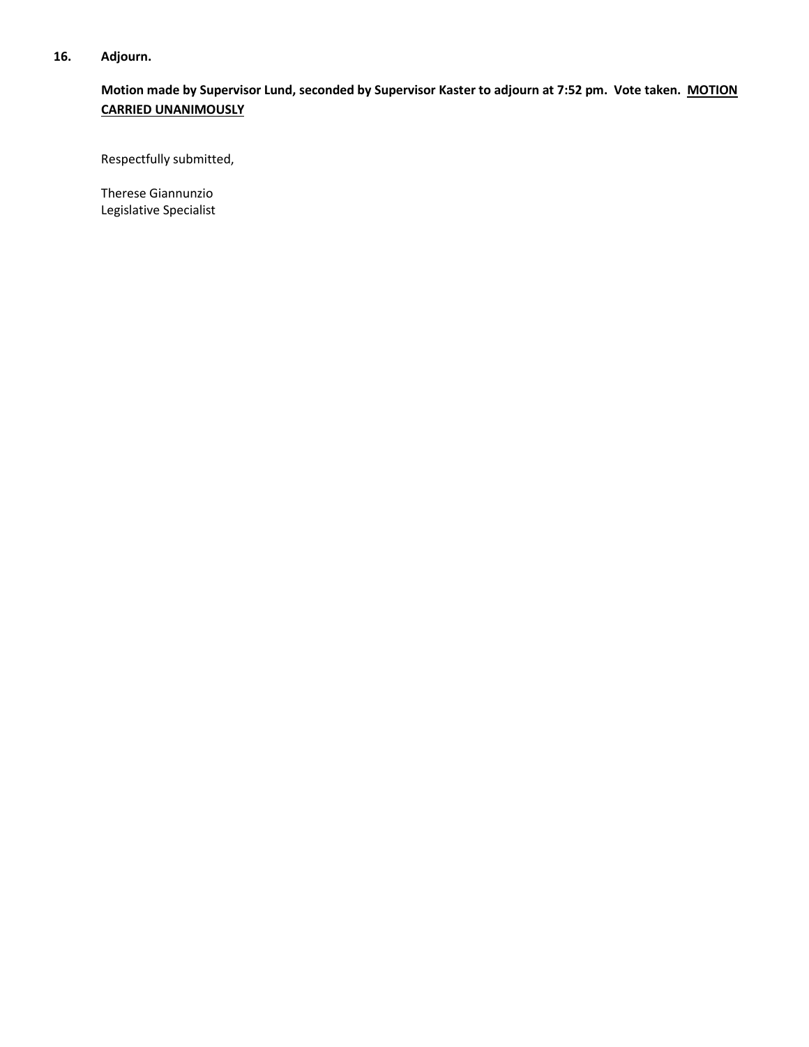**16. Adjourn.**

**Motion made by Supervisor Lund, seconded by Supervisor Kaster to adjourn at 7:52 pm. Vote taken. MOTION CARRIED UNANIMOUSLY**

Respectfully submitted,

Therese Giannunzio
Legislative Specialist